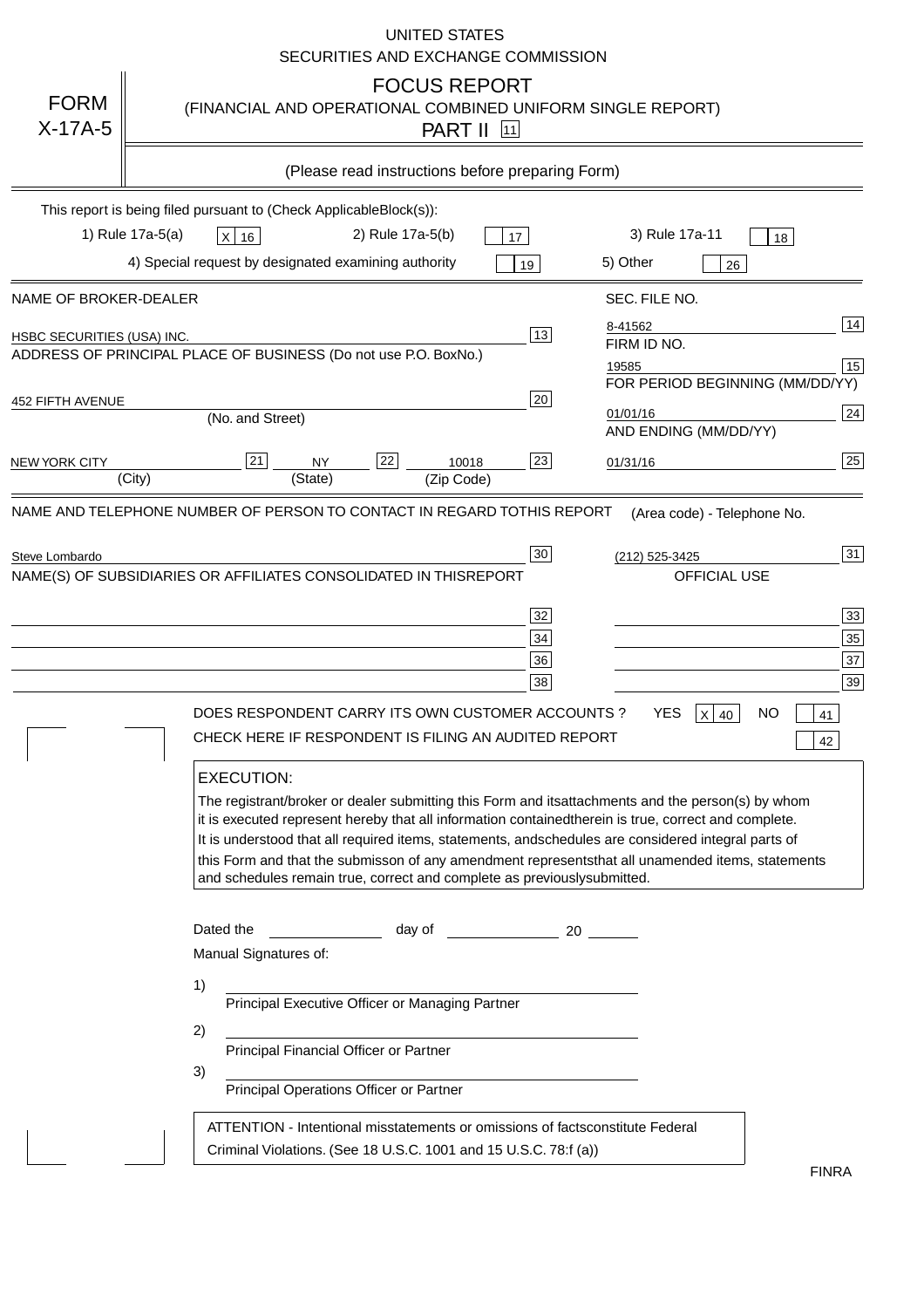UNITED STATES
SECURITIES AND EXCHANGE COMMISSION

**FORM X-17A-5**

# FOCUS REPORT

(FINANCIAL AND OPERATIONAL COMBINED UNIFORM SINGLE REPORT)

PART II [11]

(Please read instructions before preparing Form)

This report is being filed pursuant to (Check ApplicableBlock(s)):

1) Rule 17a-5(a) [X] 16 &nbsp;&nbsp; 2) Rule 17a-5(b) [ ] 17 &nbsp;&nbsp; 3) Rule 17a-11 [ ] 18

4) Special request by designated examining authority [ ] 19 &nbsp;&nbsp; 5) Other [ ] 26

| NAME OF BROKER-DEALER | | SEC. FILE NO. | |
|---|---|---|---|
| HSBC SECURITIES (USA) INC. | 13 | 8-41562 | 14 |
| ADDRESS OF PRINCIPAL PLACE OF BUSINESS (Do not use P.O. BoxNo.) | | FIRM ID NO. | |
| | | 19585 | 15 |
| 452 FIFTH AVENUE (No. and Street) | 20 | FOR PERIOD BEGINNING (MM/DD/YY) | |
| | | 01/01/16 | 24 |
| NEW YORK CITY (City) 21 &nbsp; NY (State) 22 &nbsp; 10018 (Zip Code) | 23 | AND ENDING (MM/DD/YY) | |
| | | 01/31/16 | 25 |

| NAME AND TELEPHONE NUMBER OF PERSON TO CONTACT IN REGARD TOTHIS REPORT | | (Area code) - Telephone No. | |
|---|---|---|---|
| Steve Lombardo | 30 | (212) 525-3425 | 31 |
| NAME(S) OF SUBSIDIARIES OR AFFILIATES CONSOLIDATED IN THISREPORT | | OFFICIAL USE | |
| | 32 | | 33 |
| | 34 | | 35 |
| | 36 | | 37 |
| | 38 | | 39 |

DOES RESPONDENT CARRY ITS OWN CUSTOMER ACCOUNTS ? &nbsp; YES [X] 40 &nbsp; NO [ ] 41

CHECK HERE IF RESPONDENT IS FILING AN AUDITED REPORT [ ] 42

**EXECUTION:**

The registrant/broker or dealer submitting this Form and itsattachments and the person(s) by whom it is executed represent hereby that all information containedtherein is true, correct and complete. It is understood that all required items, statements, andschedules are considered integral parts of this Form and that the submisson of any amendment representsthat all unamended items, statements and schedules remain true, correct and complete as previouslysubmitted.

Dated the ______________ day of ______________ 20 ______

Manual Signatures of:

1) ________________________________________
Principal Executive Officer or Managing Partner

2) ________________________________________
Principal Financial Officer or Partner

3) ________________________________________
Principal Operations Officer or Partner

ATTENTION - Intentional misstatements or omissions of factsconstitute Federal Criminal Violations. (See 18 U.S.C. 1001 and 15 U.S.C. 78:f (a))

FINRA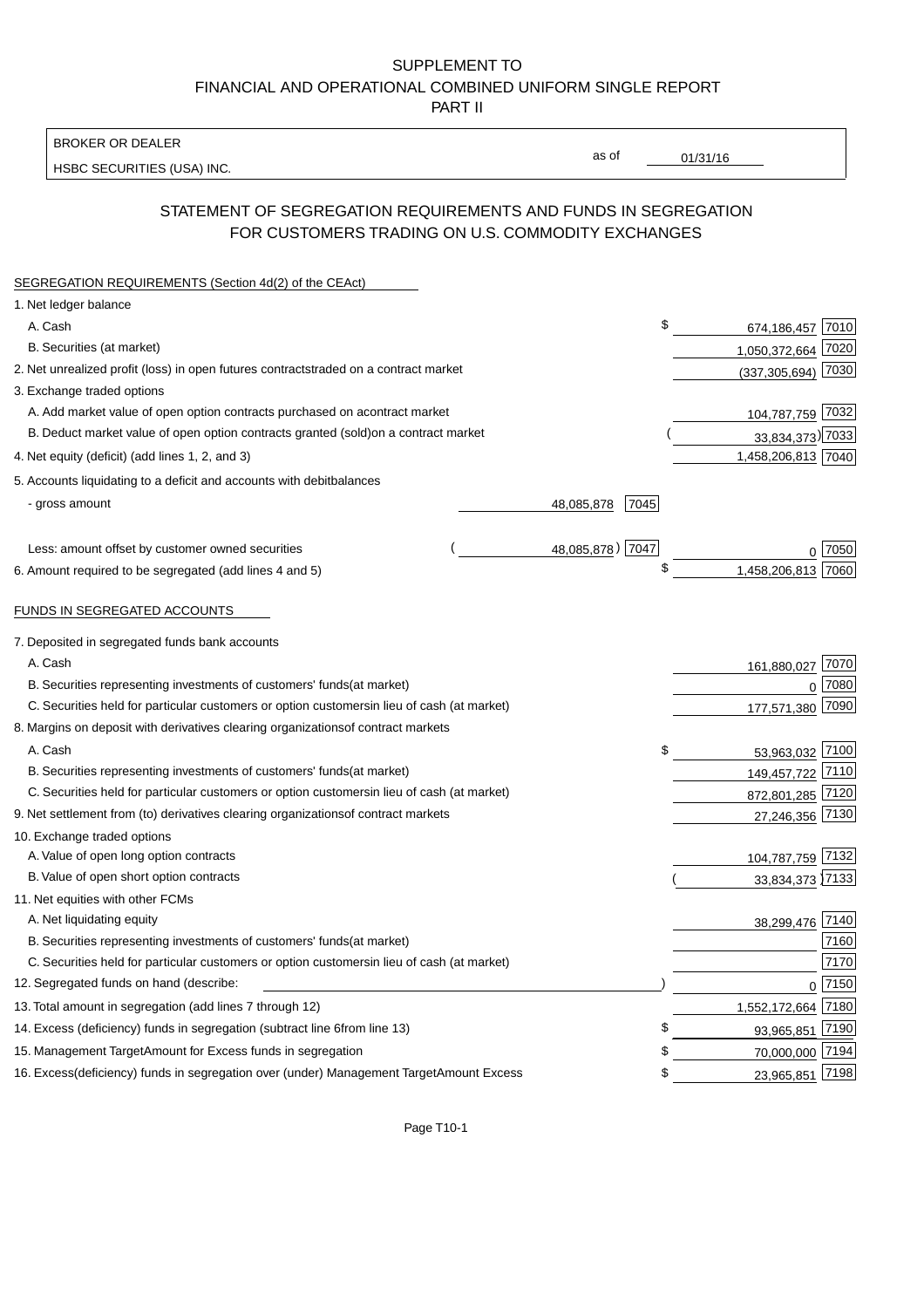SUPPLEMENT TO
FINANCIAL AND OPERATIONAL COMBINED UNIFORM SINGLE REPORT
PART II

BROKER OR DEALER
HSBC SECURITIES (USA) INC.
as of 01/31/16

## STATEMENT OF SEGREGATION REQUIREMENTS AND FUNDS IN SEGREGATION FOR CUSTOMERS TRADING ON U.S. COMMODITY EXCHANGES

SEGREGATION REQUIREMENTS (Section 4d(2) of the CEAct)

| | | | | |
|---|---|---|---|---|
| 1. Net ledger balance | | | | |
| A. Cash | | | $ 674,186,457 | 7010 |
| B. Securities (at market) | | | 1,050,372,664 | 7020 |
| 2. Net unrealized profit (loss) in open futures contracts traded on a contract market | | | (337,305,694) | 7030 |
| 3. Exchange traded options | | | | |
| A. Add market value of open option contracts purchased on a contract market | | | 104,787,759 | 7032 |
| B. Deduct market value of open option contracts granted (sold) on a contract market | | | (33,834,373) | 7033 |
| 4. Net equity (deficit) (add lines 1, 2, and 3) | | | 1,458,206,813 | 7040 |
| 5. Accounts liquidating to a deficit and accounts with debit balances | | | | |
| - gross amount | 48,085,878 | 7045 | | |
| Less: amount offset by customer owned securities | (48,085,878) | 7047 | 0 | 7050 |
| 6. Amount required to be segregated (add lines 4 and 5) | | | $ 1,458,206,813 | 7060 |

FUNDS IN SEGREGATED ACCOUNTS

| | | |
|---|---|---|
| 7. Deposited in segregated funds bank accounts | | |
| A. Cash | 161,880,027 | 7070 |
| B. Securities representing investments of customers' funds (at market) | 0 | 7080 |
| C. Securities held for particular customers or option customers in lieu of cash (at market) | 177,571,380 | 7090 |
| 8. Margins on deposit with derivatives clearing organizations of contract markets | | |
| A. Cash | $ 53,963,032 | 7100 |
| B. Securities representing investments of customers' funds (at market) | 149,457,722 | 7110 |
| C. Securities held for particular customers or option customers in lieu of cash (at market) | 872,801,285 | 7120 |
| 9. Net settlement from (to) derivatives clearing organizations of contract markets | 27,246,356 | 7130 |
| 10. Exchange traded options | | |
| A. Value of open long option contracts | 104,787,759 | 7132 |
| B. Value of open short option contracts | (33,834,373) | 7133 |
| 11. Net equities with other FCMs | | |
| A. Net liquidating equity | 38,299,476 | 7140 |
| B. Securities representing investments of customers' funds (at market) | | 7160 |
| C. Securities held for particular customers or option customers in lieu of cash (at market) | | 7170 |
| 12. Segregated funds on hand (describe: ) | 0 | 7150 |
| 13. Total amount in segregation (add lines 7 through 12) | 1,552,172,664 | 7180 |
| 14. Excess (deficiency) funds in segregation (subtract line 6 from line 13) | $ 93,965,851 | 7190 |
| 15. Management Target Amount for Excess funds in segregation | $ 70,000,000 | 7194 |
| 16. Excess (deficiency) funds in segregation over (under) Management Target Amount Excess | $ 23,965,851 | 7198 |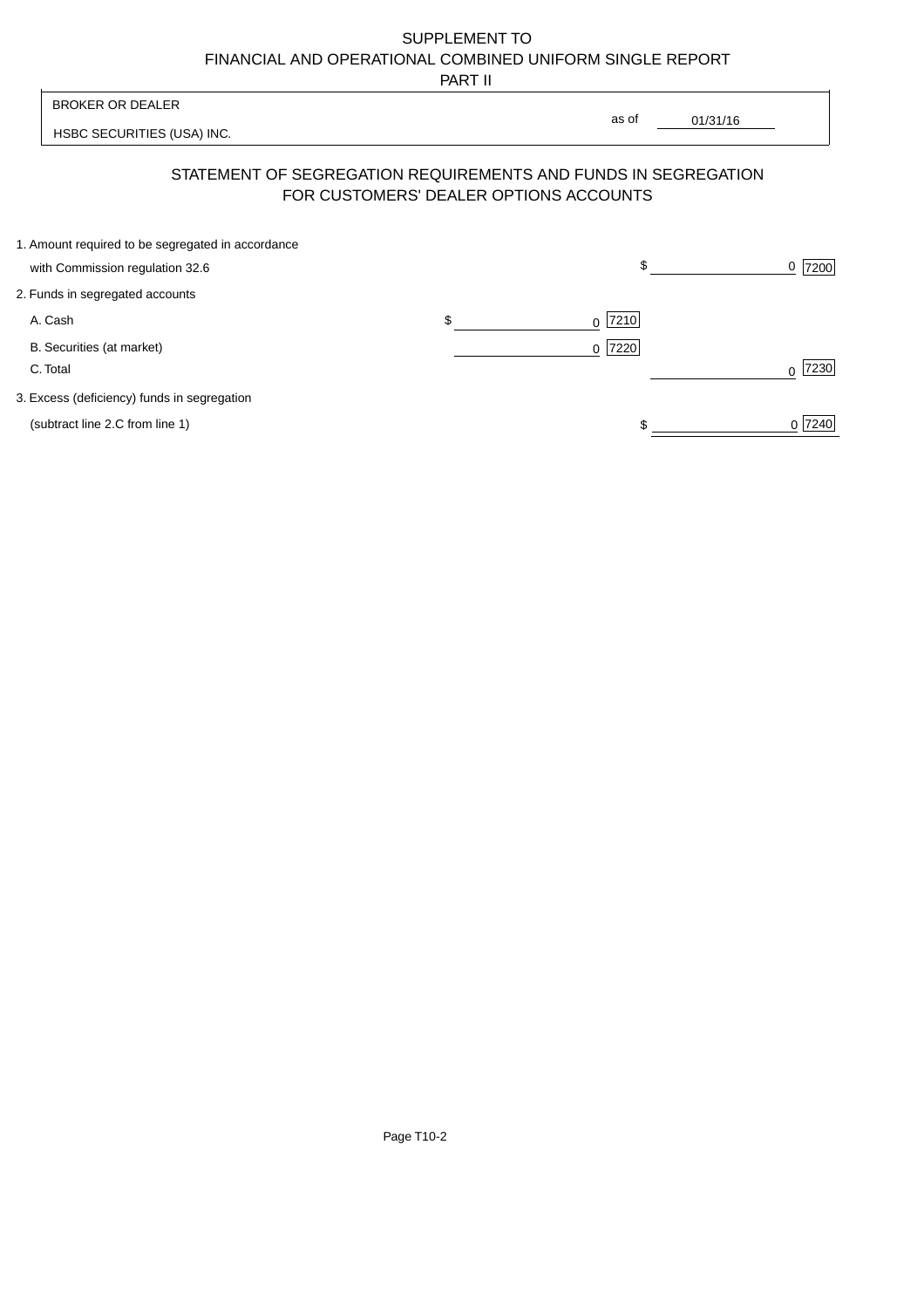SUPPLEMENT TO
FINANCIAL AND OPERATIONAL COMBINED UNIFORM SINGLE REPORT
PART II

| BROKER OR DEALER | |
|---|---|
| HSBC SECURITIES (USA) INC. | as of 01/31/16 |

## STATEMENT OF SEGREGATION REQUIREMENTS AND FUNDS IN SEGREGATION FOR CUSTOMERS' DEALER OPTIONS ACCOUNTS

| | | |
|---|---|---|
| 1. Amount required to be segregated in accordance with Commission regulation 32.6 | | $ 0 [7200] |
| 2. Funds in segregated accounts | | |
| A. Cash | $ 0 [7210] | |
| B. Securities (at market) | 0 [7220] | |
| C. Total | | 0 [7230] |
| 3. Excess (deficiency) funds in segregation (subtract line 2.C from line 1) | | $ 0 [7240] |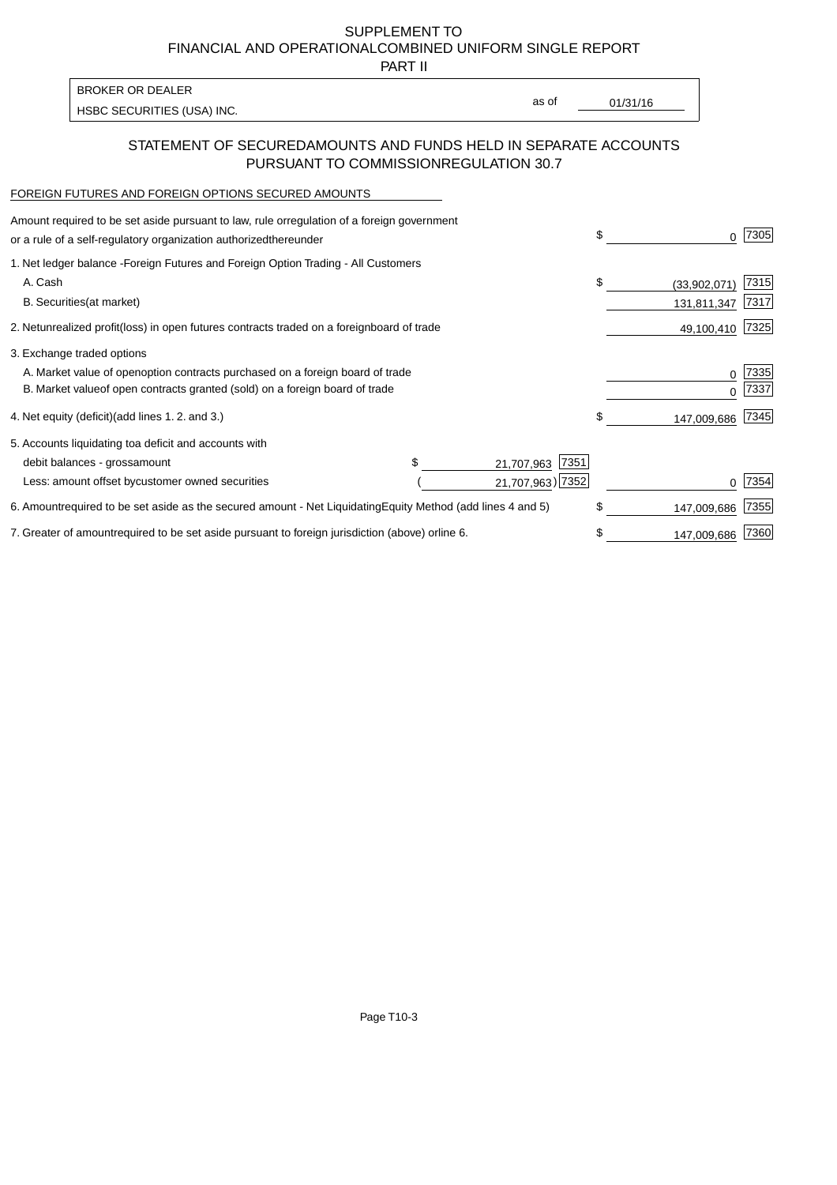SUPPLEMENT TO
FINANCIAL AND OPERATIONAL COMBINED UNIFORM SINGLE REPORT
PART II

| BROKER OR DEALER | | |
|---|---|---|
| HSBC SECURITIES (USA) INC. | as of | 01/31/16 |

## STATEMENT OF SECURED AMOUNTS AND FUNDS HELD IN SEPARATE ACCOUNTS PURSUANT TO COMMISSION REGULATION 30.7

FOREIGN FUTURES AND FOREIGN OPTIONS SECURED AMOUNTS

| Description | | | | Amount | Code |
|---|---|---|---|---|---|
| Amount required to be set aside pursuant to law, rule or regulation of a foreign government or a rule of a self-regulatory organization authorized thereunder | | | $ | 0 | 7305 |
| 1. Net ledger balance - Foreign Futures and Foreign Option Trading - All Customers | | | | | |
| A. Cash | | | $ | (33,902,071) | 7315 |
| B. Securities (at market) | | | | 131,811,347 | 7317 |
| 2. Net unrealized profit (loss) in open futures contracts traded on a foreign board of trade | | | | 49,100,410 | 7325 |
| 3. Exchange traded options | | | | | |
| A. Market value of open option contracts purchased on a foreign board of trade | | | | 0 | 7335 |
| B. Market value of open contracts granted (sold) on a foreign board of trade | | | | 0 | 7337 |
| 4. Net equity (deficit) (add lines 1. 2. and 3.) | | | $ | 147,009,686 | 7345 |
| 5. Accounts liquidating to a deficit and accounts with | | | | | |
| debit balances - gross amount | $ 21,707,963 | 7351 | | | |
| Less: amount offset by customer owned securities | (21,707,963) | 7352 | | 0 | 7354 |
| 6. Amount required to be set aside as the secured amount - Net Liquidating Equity Method (add lines 4 and 5) | | | $ | 147,009,686 | 7355 |
| 7. Greater of amount required to be set aside pursuant to foreign jurisdiction (above) or line 6. | | | $ | 147,009,686 | 7360 |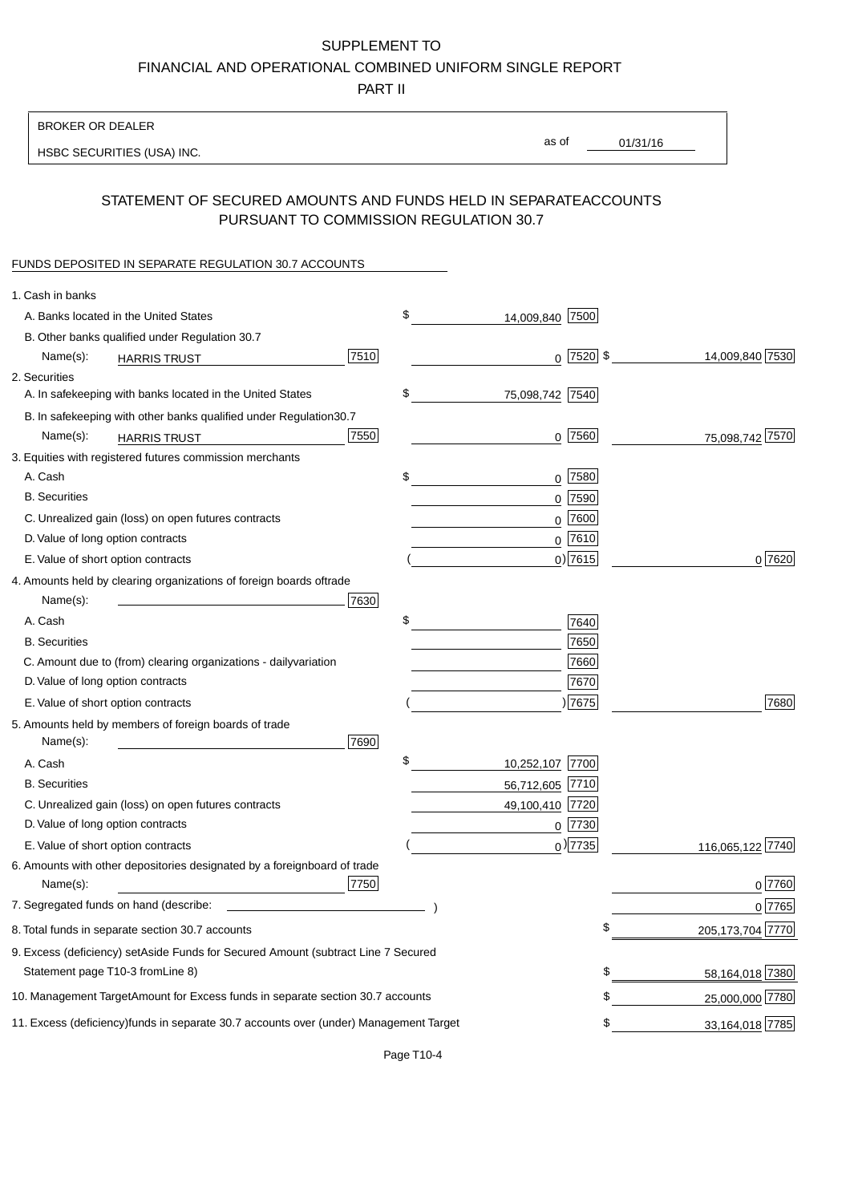SUPPLEMENT TO
FINANCIAL AND OPERATIONAL COMBINED UNIFORM SINGLE REPORT
PART II

| BROKER OR DEALER | | |
|---|---|---|
| HSBC SECURITIES (USA) INC. | as of | 01/31/16 |

## STATEMENT OF SECURED AMOUNTS AND FUNDS HELD IN SEPARATEACCOUNTS PURSUANT TO COMMISSION REGULATION 30.7

FUNDS DEPOSITED IN SEPARATE REGULATION 30.7 ACCOUNTS

| | | | |
|---|---|---|---|
| 1. Cash in banks | | | |
| A. Banks located in the United States | | $ 14,009,840 [7500] | |
| B. Other banks qualified under Regulation 30.7 | | | |
| Name(s): HARRIS TRUST | [7510] | 0 [7520] | $ 14,009,840 [7530] |
| 2. Securities | | | |
| A. In safekeeping with banks located in the United States | | $ 75,098,742 [7540] | |
| B. In safekeeping with other banks qualified under Regulation30.7 | | | |
| Name(s): HARRIS TRUST | [7550] | 0 [7560] | 75,098,742 [7570] |
| 3. Equities with registered futures commission merchants | | | |
| A. Cash | | $ 0 [7580] | |
| B. Securities | | 0 [7590] | |
| C. Unrealized gain (loss) on open futures contracts | | 0 [7600] | |
| D. Value of long option contracts | | 0 [7610] | |
| E. Value of short option contracts | | ( 0) [7615] | 0 [7620] |
| 4. Amounts held by clearing organizations of foreign boards oftrade | | | |
| Name(s): | [7630] | | |
| A. Cash | | $ [7640] | |
| B. Securities | | [7650] | |
| C. Amount due to (from) clearing organizations - dailyvariation | | [7660] | |
| D. Value of long option contracts | | [7670] | |
| E. Value of short option contracts | | ( ) [7675] | [7680] |
| 5. Amounts held by members of foreign boards of trade | | | |
| Name(s): | [7690] | | |
| A. Cash | | $ 10,252,107 [7700] | |
| B. Securities | | 56,712,605 [7710] | |
| C. Unrealized gain (loss) on open futures contracts | | 49,100,410 [7720] | |
| D. Value of long option contracts | | 0 [7730] | |
| E. Value of short option contracts | | ( 0) [7735] | 116,065,122 [7740] |
| 6. Amounts with other depositories designated by a foreignboard of trade | | | |
| Name(s): | [7750] | | 0 [7760] |
| 7. Segregated funds on hand (describe: ) | | | 0 [7765] |
| 8. Total funds in separate section 30.7 accounts | | | $ 205,173,704 [7770] |
| 9. Excess (deficiency) setAside Funds for Secured Amount (subtract Line 7 Secured Statement page T10-3 fromLine 8) | | | $ 58,164,018 [7380] |
| 10. Management TargetAmount for Excess funds in separate section 30.7 accounts | | | $ 25,000,000 [7780] |
| 11. Excess (deficiency)funds in separate 30.7 accounts over (under) Management Target | | | $ 33,164,018 [7785] |

Page T10-4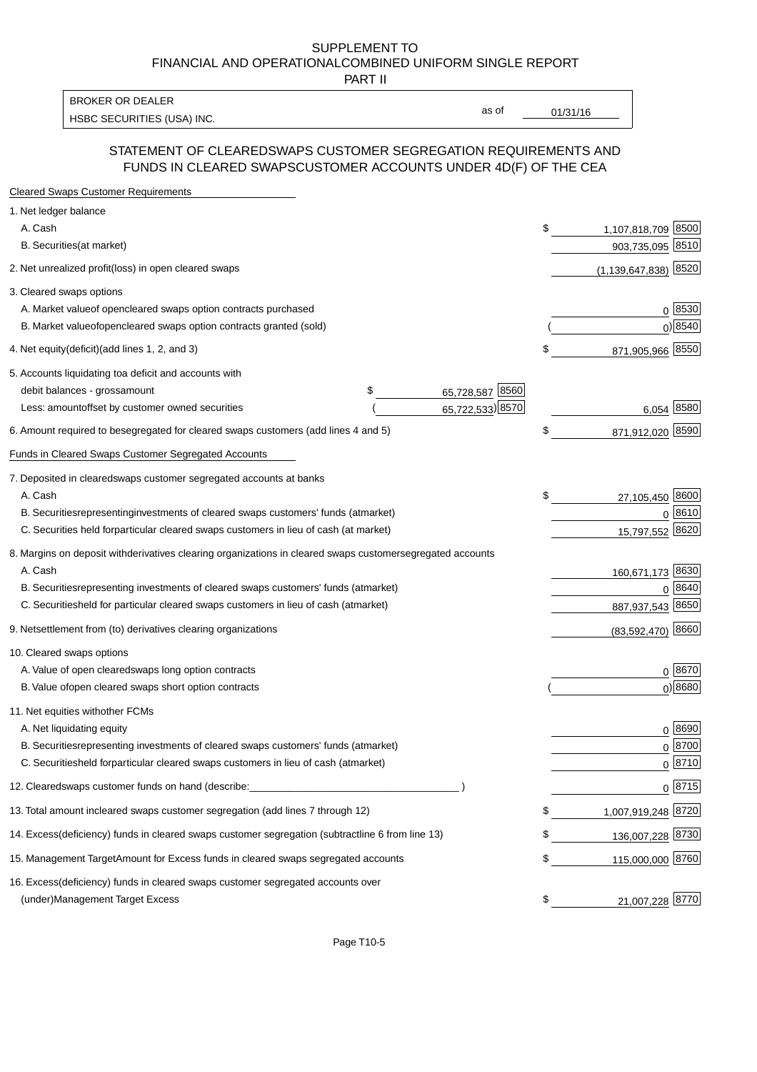SUPPLEMENT TO
FINANCIAL AND OPERATIONALCOMBINED UNIFORM SINGLE REPORT
PART II

| BROKER OR DEALER | | |
|---|---|---|
| HSBC SECURITIES (USA) INC. | as of | 01/31/16 |

## STATEMENT OF CLEAREDSWAPS CUSTOMER SEGREGATION REQUIREMENTS AND FUNDS IN CLEARED SWAPSCUSTOMER ACCOUNTS UNDER 4D(F) OF THE CEA

| Cleared Swaps Customer Requirements | | | | |
|---|---|---|---|---|
| 1. Net ledger balance | | | | |
| A. Cash | | | $ 1,107,818,709 | 8500 |
| B. Securities(at market) | | | 903,735,095 | 8510 |
| 2. Net unrealized profit(loss) in open cleared swaps | | | (1,139,647,838) | 8520 |
| 3. Cleared swaps options | | | | |
| A. Market valueof opencleared swaps option contracts purchased | | | 0 | 8530 |
| B. Market valueofopencleared swaps option contracts granted (sold) | | | ( 0) | 8540 |
| 4. Net equity(deficit)(add lines 1, 2, and 3) | | | $ 871,905,966 | 8550 |
| 5. Accounts liquidating toa deficit and accounts with debit balances - grossamount | $ 65,728,587 | 8560 | | |
| Less: amountoffset by customer owned securities | ( 65,722,533) | 8570 | 6,054 | 8580 |
| 6. Amount required to besegregated for cleared swaps customers (add lines 4 and 5) | | | $ 871,912,020 | 8590 |
| Funds in Cleared Swaps Customer Segregated Accounts | | | | |
| 7. Deposited in clearedswaps customer segregated accounts at banks | | | | |
| A. Cash | | | $ 27,105,450 | 8600 |
| B. Securitiesrepresentinginvestments of cleared swaps customers' funds (atmarket) | | | 0 | 8610 |
| C. Securities held forparticular cleared swaps customers in lieu of cash (at market) | | | 15,797,552 | 8620 |
| 8. Margins on deposit withderivatives clearing organizations in cleared swaps customersegregated accounts | | | | |
| A. Cash | | | 160,671,173 | 8630 |
| B. Securitiesrepresenting investments of cleared swaps customers' funds (atmarket) | | | 0 | 8640 |
| C. Securitiesheld for particular cleared swaps customers in lieu of cash (atmarket) | | | 887,937,543 | 8650 |
| 9. Netsettlement from (to) derivatives clearing organizations | | | (83,592,470) | 8660 |
| 10. Cleared swaps options | | | | |
| A. Value of open clearedswaps long option contracts | | | 0 | 8670 |
| B. Value ofopen cleared swaps short option contracts | | | ( 0) | 8680 |
| 11. Net equities withother FCMs | | | | |
| A. Net liquidating equity | | | 0 | 8690 |
| B. Securitiesrepresenting investments of cleared swaps customers' funds (atmarket) | | | 0 | 8700 |
| C. Securitiesheld forparticular cleared swaps customers in lieu of cash (atmarket) | | | 0 | 8710 |
| 12. Clearedswaps customer funds on hand (describe:____________________ ) | | | 0 | 8715 |
| 13. Total amount incleared swaps customer segregation (add lines 7 through 12) | | | $ 1,007,919,248 | 8720 |
| 14. Excess(deficiency) funds in cleared swaps customer segregation (subtractline 6 from line 13) | | | $ 136,007,228 | 8730 |
| 15. Management TargetAmount for Excess funds in cleared swaps segregated accounts | | | $ 115,000,000 | 8760 |
| 16. Excess(deficiency) funds in cleared swaps customer segregated accounts over (under)Management Target Excess | | | $ 21,007,228 | 8770 |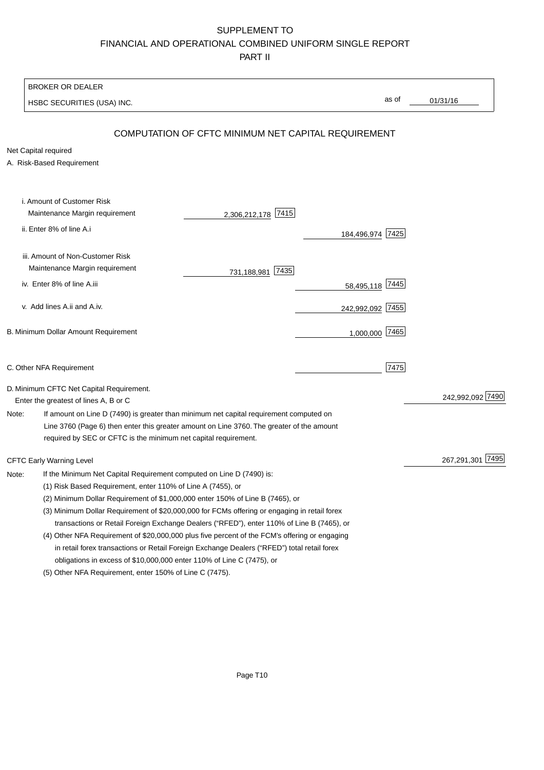# SUPPLEMENT TO
# FINANCIAL AND OPERATIONAL COMBINED UNIFORM SINGLE REPORT
## PART II

| | | |
|---|---|---|
| BROKER OR DEALER | | |
| HSBC SECURITIES (USA) INC. | as of | 01/31/16 |

## COMPUTATION OF CFTC MINIMUM NET CAPITAL REQUIREMENT

Net Capital required

A. Risk-Based Requirement

| | | | |
|---|---|---|---|
| i. Amount of Customer Risk Maintenance Margin requirement | 2,306,212,178 [7415] | | |
| ii. Enter 8% of line A.i | | 184,496,974 [7425] | |
| iii. Amount of Non-Customer Risk Maintenance Margin requirement | 731,188,981 [7435] | | |
| iv. Enter 8% of line A.iii | | 58,495,118 [7445] | |
| v. Add lines A.ii and A.iv. | | 242,992,092 [7455] | |
| B. Minimum Dollar Amount Requirement | | 1,000,000 [7465] | |
| C. Other NFA Requirement | | [7475] | |
| D. Minimum CFTC Net Capital Requirement. Enter the greatest of lines A, B or C | | | 242,992,092 [7490] |

Note: If amount on Line D (7490) is greater than minimum net capital requirement computed on Line 3760 (Page 6) then enter this greater amount on Line 3760. The greater of the amount required by SEC or CFTC is the minimum net capital requirement.

| | |
|---|---|
| CFTC Early Warning Level | 267,291,301 [7495] |

Note: If the Minimum Net Capital Requirement computed on Line D (7490) is:

(1) Risk Based Requirement, enter 110% of Line A (7455), or

(2) Minimum Dollar Requirement of $1,000,000 enter 150% of Line B (7465), or

(3) Minimum Dollar Requirement of $20,000,000 for FCMs offering or engaging in retail forex transactions or Retail Foreign Exchange Dealers ("RFED"), enter 110% of Line B (7465), or

(4) Other NFA Requirement of $20,000,000 plus five percent of the FCM's offering or engaging in retail forex transactions or Retail Foreign Exchange Dealers ("RFED") total retail forex obligations in excess of $10,000,000 enter 110% of Line C (7475), or

(5) Other NFA Requirement, enter 150% of Line C (7475).